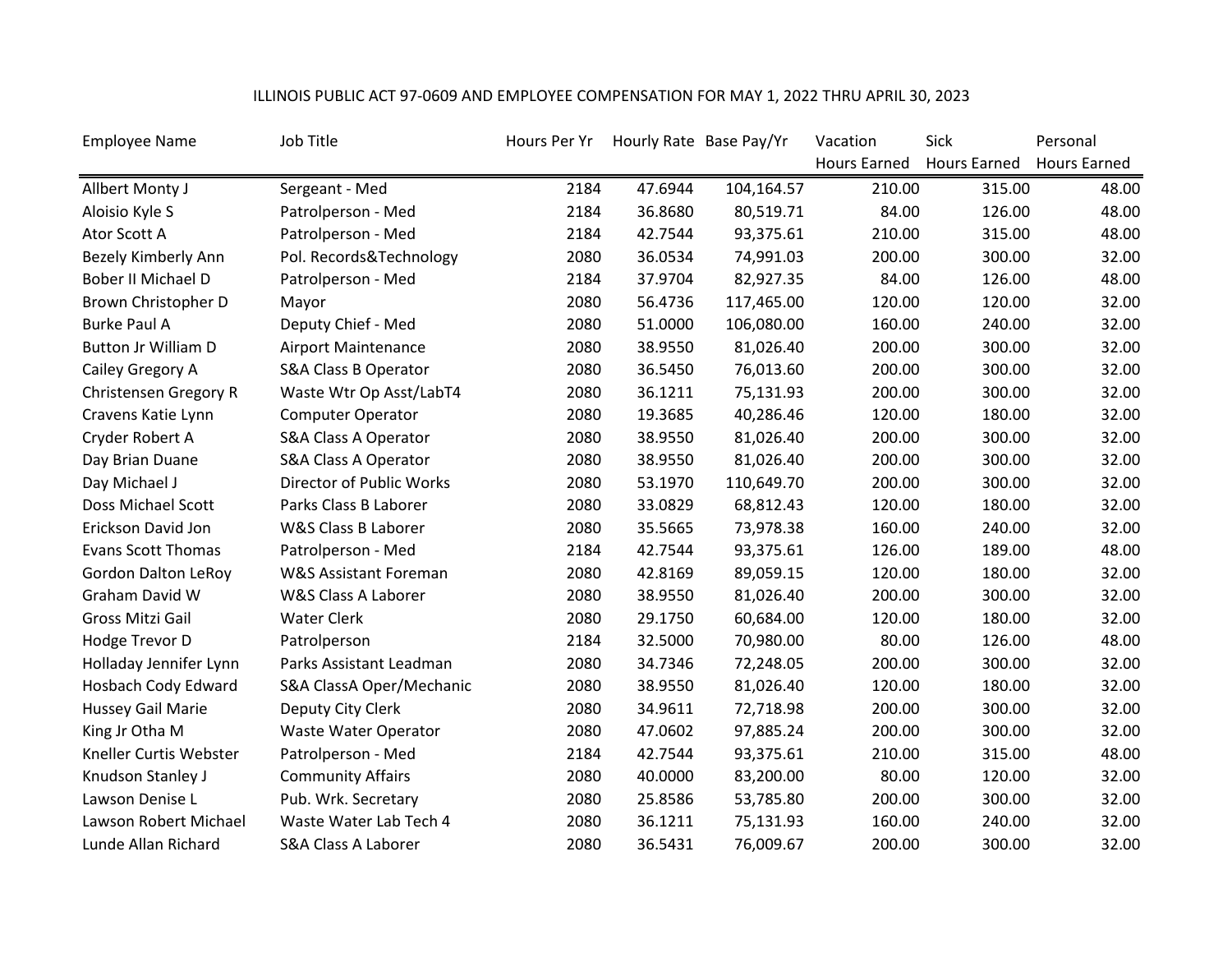ILLINOIS PUBLIC ACT 97-0609 AND EMPLOYEE COMPENSATION FOR MAY 1, 2022 THRU APRIL 30, 2023

| Employee Name | Job Title | Hours Per Yr | Hourly Rate | Base Pay/Yr | Vacation Hours Earned | Sick Hours Earned | Personal Hours Earned |
|---|---|---|---|---|---|---|---|
| Allbert Monty J | Sergeant - Med | 2184 | 47.6944 | 104,164.57 | 210.00 | 315.00 | 48.00 |
| Aloisio Kyle S | Patrolperson - Med | 2184 | 36.8680 | 80,519.71 | 84.00 | 126.00 | 48.00 |
| Ator Scott A | Patrolperson - Med | 2184 | 42.7544 | 93,375.61 | 210.00 | 315.00 | 48.00 |
| Bezely Kimberly Ann | Pol. Records&Technology | 2080 | 36.0534 | 74,991.03 | 200.00 | 300.00 | 32.00 |
| Bober II Michael D | Patrolperson - Med | 2184 | 37.9704 | 82,927.35 | 84.00 | 126.00 | 48.00 |
| Brown Christopher D | Mayor | 2080 | 56.4736 | 117,465.00 | 120.00 | 120.00 | 32.00 |
| Burke Paul A | Deputy Chief - Med | 2080 | 51.0000 | 106,080.00 | 160.00 | 240.00 | 32.00 |
| Button Jr William D | Airport Maintenance | 2080 | 38.9550 | 81,026.40 | 200.00 | 300.00 | 32.00 |
| Cailey Gregory A | S&A Class B Operator | 2080 | 36.5450 | 76,013.60 | 200.00 | 300.00 | 32.00 |
| Christensen Gregory R | Waste Wtr Op Asst/LabT4 | 2080 | 36.1211 | 75,131.93 | 200.00 | 300.00 | 32.00 |
| Cravens Katie Lynn | Computer Operator | 2080 | 19.3685 | 40,286.46 | 120.00 | 180.00 | 32.00 |
| Cryder Robert A | S&A Class A Operator | 2080 | 38.9550 | 81,026.40 | 200.00 | 300.00 | 32.00 |
| Day Brian Duane | S&A Class A Operator | 2080 | 38.9550 | 81,026.40 | 200.00 | 300.00 | 32.00 |
| Day Michael J | Director of Public Works | 2080 | 53.1970 | 110,649.70 | 200.00 | 300.00 | 32.00 |
| Doss Michael Scott | Parks Class B Laborer | 2080 | 33.0829 | 68,812.43 | 120.00 | 180.00 | 32.00 |
| Erickson David Jon | W&S Class B Laborer | 2080 | 35.5665 | 73,978.38 | 160.00 | 240.00 | 32.00 |
| Evans Scott Thomas | Patrolperson - Med | 2184 | 42.7544 | 93,375.61 | 126.00 | 189.00 | 48.00 |
| Gordon Dalton LeRoy | W&S Assistant Foreman | 2080 | 42.8169 | 89,059.15 | 120.00 | 180.00 | 32.00 |
| Graham David W | W&S Class A Laborer | 2080 | 38.9550 | 81,026.40 | 200.00 | 300.00 | 32.00 |
| Gross Mitzi Gail | Water Clerk | 2080 | 29.1750 | 60,684.00 | 120.00 | 180.00 | 32.00 |
| Hodge Trevor D | Patrolperson | 2184 | 32.5000 | 70,980.00 | 80.00 | 126.00 | 48.00 |
| Holladay Jennifer Lynn | Parks Assistant Leadman | 2080 | 34.7346 | 72,248.05 | 200.00 | 300.00 | 32.00 |
| Hosbach Cody Edward | S&A ClassA Oper/Mechanic | 2080 | 38.9550 | 81,026.40 | 120.00 | 180.00 | 32.00 |
| Hussey Gail Marie | Deputy City Clerk | 2080 | 34.9611 | 72,718.98 | 200.00 | 300.00 | 32.00 |
| King Jr Otha M | Waste Water Operator | 2080 | 47.0602 | 97,885.24 | 200.00 | 300.00 | 32.00 |
| Kneller Curtis Webster | Patrolperson - Med | 2184 | 42.7544 | 93,375.61 | 210.00 | 315.00 | 48.00 |
| Knudson Stanley J | Community Affairs | 2080 | 40.0000 | 83,200.00 | 80.00 | 120.00 | 32.00 |
| Lawson Denise L | Pub. Wrk. Secretary | 2080 | 25.8586 | 53,785.80 | 200.00 | 300.00 | 32.00 |
| Lawson Robert Michael | Waste Water Lab Tech 4 | 2080 | 36.1211 | 75,131.93 | 160.00 | 240.00 | 32.00 |
| Lunde Allan Richard | S&A Class A Laborer | 2080 | 36.5431 | 76,009.67 | 200.00 | 300.00 | 32.00 |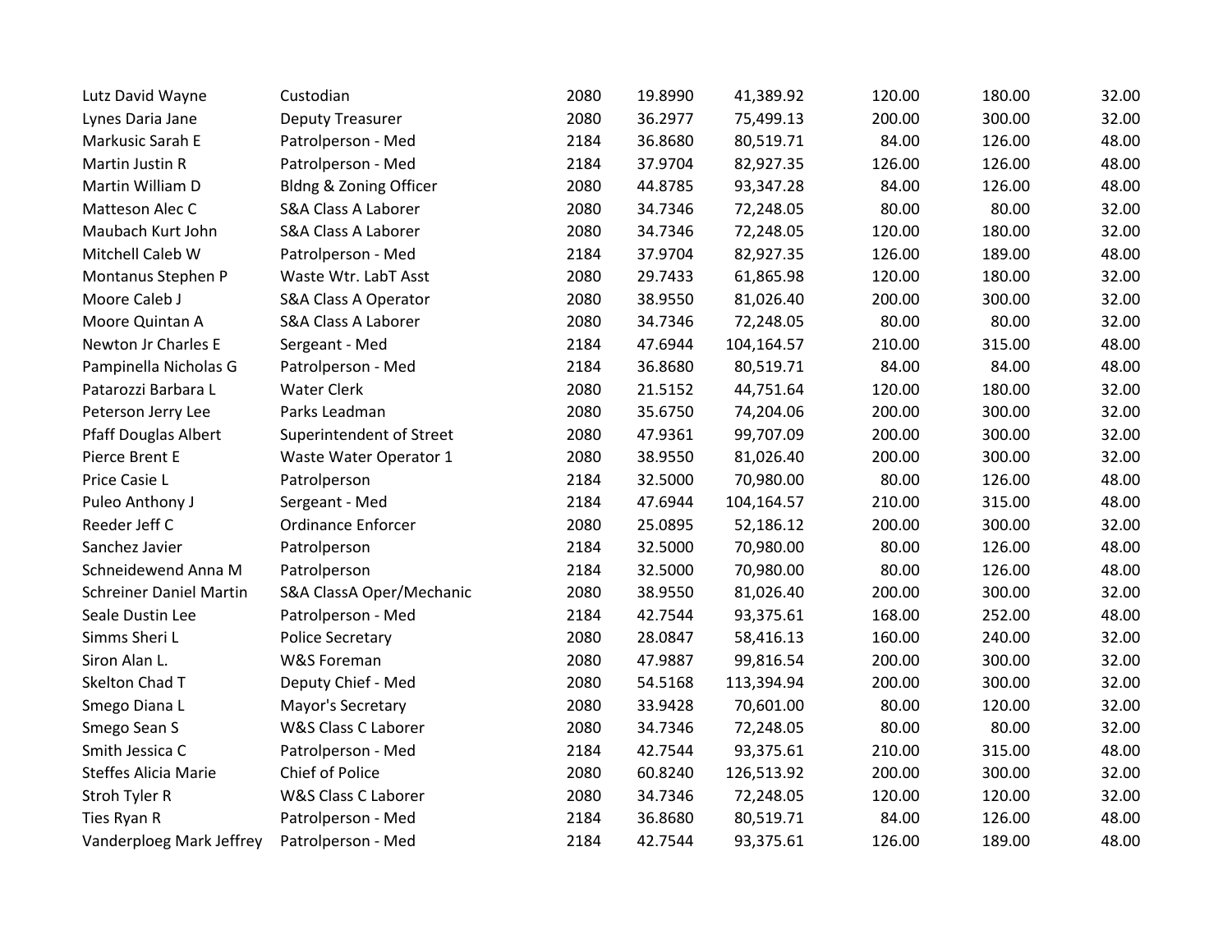| | | | | | | | |
|---|---|---|---|---|---|---|---|
| Lutz David Wayne | Custodian | 2080 | 19.8990 | 41,389.92 | 120.00 | 180.00 | 32.00 |
| Lynes Daria Jane | Deputy Treasurer | 2080 | 36.2977 | 75,499.13 | 200.00 | 300.00 | 32.00 |
| Markusic Sarah E | Patrolperson - Med | 2184 | 36.8680 | 80,519.71 | 84.00 | 126.00 | 48.00 |
| Martin Justin R | Patrolperson - Med | 2184 | 37.9704 | 82,927.35 | 126.00 | 126.00 | 48.00 |
| Martin William D | Bldng & Zoning Officer | 2080 | 44.8785 | 93,347.28 | 84.00 | 126.00 | 48.00 |
| Matteson Alec C | S&A Class A Laborer | 2080 | 34.7346 | 72,248.05 | 80.00 | 80.00 | 32.00 |
| Maubach Kurt John | S&A Class A Laborer | 2080 | 34.7346 | 72,248.05 | 120.00 | 180.00 | 32.00 |
| Mitchell Caleb W | Patrolperson - Med | 2184 | 37.9704 | 82,927.35 | 126.00 | 189.00 | 48.00 |
| Montanus Stephen P | Waste Wtr. LabT Asst | 2080 | 29.7433 | 61,865.98 | 120.00 | 180.00 | 32.00 |
| Moore Caleb J | S&A Class A Operator | 2080 | 38.9550 | 81,026.40 | 200.00 | 300.00 | 32.00 |
| Moore Quintan A | S&A Class A Laborer | 2080 | 34.7346 | 72,248.05 | 80.00 | 80.00 | 32.00 |
| Newton Jr Charles E | Sergeant - Med | 2184 | 47.6944 | 104,164.57 | 210.00 | 315.00 | 48.00 |
| Pampinella Nicholas G | Patrolperson - Med | 2184 | 36.8680 | 80,519.71 | 84.00 | 84.00 | 48.00 |
| Patarozzi Barbara L | Water Clerk | 2080 | 21.5152 | 44,751.64 | 120.00 | 180.00 | 32.00 |
| Peterson Jerry Lee | Parks Leadman | 2080 | 35.6750 | 74,204.06 | 200.00 | 300.00 | 32.00 |
| Pfaff Douglas Albert | Superintendent of Street | 2080 | 47.9361 | 99,707.09 | 200.00 | 300.00 | 32.00 |
| Pierce Brent E | Waste Water Operator 1 | 2080 | 38.9550 | 81,026.40 | 200.00 | 300.00 | 32.00 |
| Price Casie L | Patrolperson | 2184 | 32.5000 | 70,980.00 | 80.00 | 126.00 | 48.00 |
| Puleo Anthony J | Sergeant - Med | 2184 | 47.6944 | 104,164.57 | 210.00 | 315.00 | 48.00 |
| Reeder Jeff C | Ordinance Enforcer | 2080 | 25.0895 | 52,186.12 | 200.00 | 300.00 | 32.00 |
| Sanchez Javier | Patrolperson | 2184 | 32.5000 | 70,980.00 | 80.00 | 126.00 | 48.00 |
| Schneidewend Anna M | Patrolperson | 2184 | 32.5000 | 70,980.00 | 80.00 | 126.00 | 48.00 |
| Schreiner Daniel Martin | S&A ClassA Oper/Mechanic | 2080 | 38.9550 | 81,026.40 | 200.00 | 300.00 | 32.00 |
| Seale Dustin Lee | Patrolperson - Med | 2184 | 42.7544 | 93,375.61 | 168.00 | 252.00 | 48.00 |
| Simms Sheri L | Police Secretary | 2080 | 28.0847 | 58,416.13 | 160.00 | 240.00 | 32.00 |
| Siron Alan L. | W&S Foreman | 2080 | 47.9887 | 99,816.54 | 200.00 | 300.00 | 32.00 |
| Skelton Chad T | Deputy Chief - Med | 2080 | 54.5168 | 113,394.94 | 200.00 | 300.00 | 32.00 |
| Smego Diana L | Mayor's Secretary | 2080 | 33.9428 | 70,601.00 | 80.00 | 120.00 | 32.00 |
| Smego Sean S | W&S Class C Laborer | 2080 | 34.7346 | 72,248.05 | 80.00 | 80.00 | 32.00 |
| Smith Jessica C | Patrolperson - Med | 2184 | 42.7544 | 93,375.61 | 210.00 | 315.00 | 48.00 |
| Steffes Alicia Marie | Chief of Police | 2080 | 60.8240 | 126,513.92 | 200.00 | 300.00 | 32.00 |
| Stroh Tyler R | W&S Class C Laborer | 2080 | 34.7346 | 72,248.05 | 120.00 | 120.00 | 32.00 |
| Ties Ryan R | Patrolperson - Med | 2184 | 36.8680 | 80,519.71 | 84.00 | 126.00 | 48.00 |
| Vanderploeg Mark Jeffrey | Patrolperson - Med | 2184 | 42.7544 | 93,375.61 | 126.00 | 189.00 | 48.00 |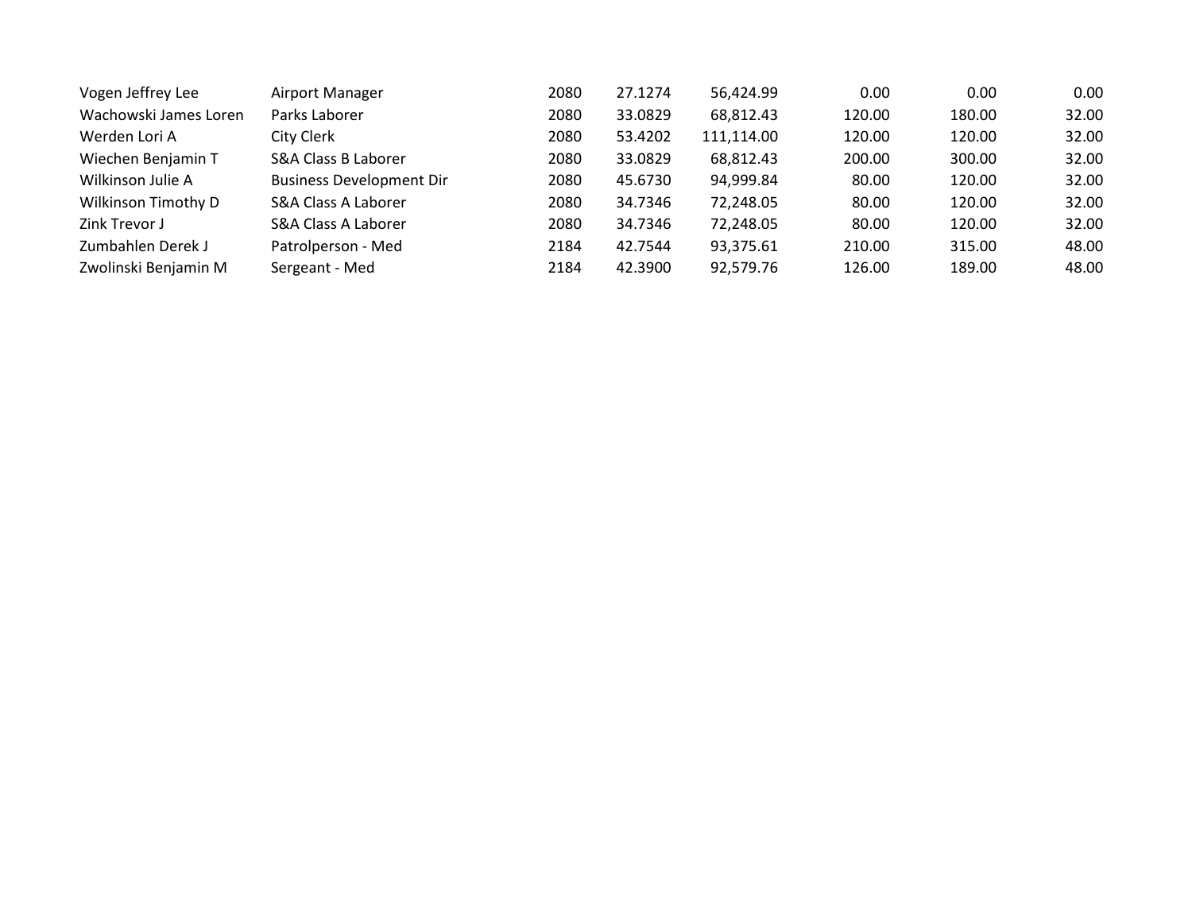| | | | | | | | |
|---|---|---|---|---|---|---|---|
| Vogen Jeffrey Lee | Airport Manager | 2080 | 27.1274 | 56,424.99 | 0.00 | 0.00 | 0.00 |
| Wachowski James Loren | Parks Laborer | 2080 | 33.0829 | 68,812.43 | 120.00 | 180.00 | 32.00 |
| Werden Lori A | City Clerk | 2080 | 53.4202 | 111,114.00 | 120.00 | 120.00 | 32.00 |
| Wiechen Benjamin T | S&A Class B Laborer | 2080 | 33.0829 | 68,812.43 | 200.00 | 300.00 | 32.00 |
| Wilkinson Julie A | Business Development Dir | 2080 | 45.6730 | 94,999.84 | 80.00 | 120.00 | 32.00 |
| Wilkinson Timothy D | S&A Class A Laborer | 2080 | 34.7346 | 72,248.05 | 80.00 | 120.00 | 32.00 |
| Zink Trevor J | S&A Class A Laborer | 2080 | 34.7346 | 72,248.05 | 80.00 | 120.00 | 32.00 |
| Zumbahlen Derek J | Patrolperson - Med | 2184 | 42.7544 | 93,375.61 | 210.00 | 315.00 | 48.00 |
| Zwolinski Benjamin M | Sergeant - Med | 2184 | 42.3900 | 92,579.76 | 126.00 | 189.00 | 48.00 |